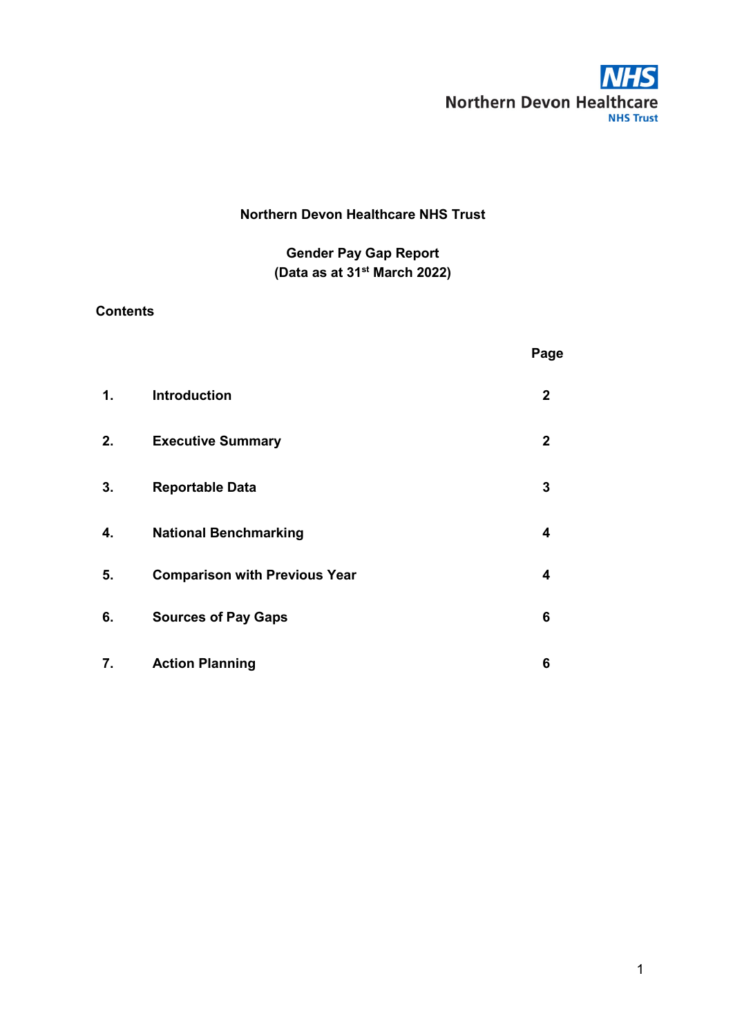NHS
Northern Devon Healthcare
NHS Trust

# Northern Devon Healthcare NHS Trust

## Gender Pay Gap Report
## (Data as at 31st March 2022)

**Contents**

| | | Page |
|---|---|---|
| 1. | Introduction | 2 |
| 2. | Executive Summary | 2 |
| 3. | Reportable Data | 3 |
| 4. | National Benchmarking | 4 |
| 5. | Comparison with Previous Year | 4 |
| 6. | Sources of Pay Gaps | 6 |
| 7. | Action Planning | 6 |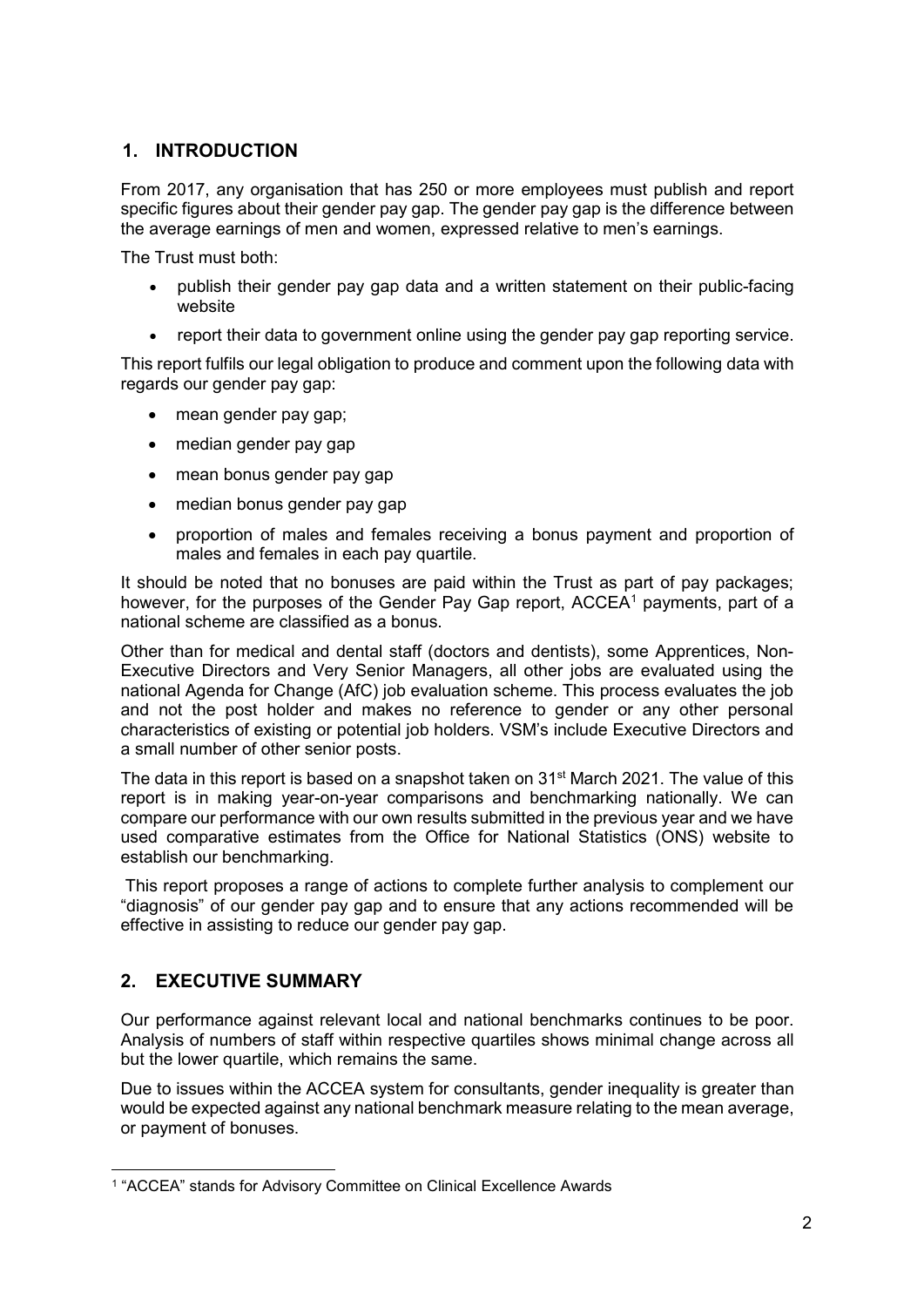## 1. INTRODUCTION

From 2017, any organisation that has 250 or more employees must publish and report specific figures about their gender pay gap. The gender pay gap is the difference between the average earnings of men and women, expressed relative to men's earnings.

The Trust must both:

- publish their gender pay gap data and a written statement on their public-facing website
- report their data to government online using the gender pay gap reporting service.

This report fulfils our legal obligation to produce and comment upon the following data with regards our gender pay gap:

- mean gender pay gap;
- median gender pay gap
- mean bonus gender pay gap
- median bonus gender pay gap
- proportion of males and females receiving a bonus payment and proportion of males and females in each pay quartile.

It should be noted that no bonuses are paid within the Trust as part of pay packages; however, for the purposes of the Gender Pay Gap report, ACCEA[1] payments, part of a national scheme are classified as a bonus.

Other than for medical and dental staff (doctors and dentists), some Apprentices, Non-Executive Directors and Very Senior Managers, all other jobs are evaluated using the national Agenda for Change (AfC) job evaluation scheme. This process evaluates the job and not the post holder and makes no reference to gender or any other personal characteristics of existing or potential job holders. VSM's include Executive Directors and a small number of other senior posts.

The data in this report is based on a snapshot taken on 31st March 2021. The value of this report is in making year-on-year comparisons and benchmarking nationally. We can compare our performance with our own results submitted in the previous year and we have used comparative estimates from the Office for National Statistics (ONS) website to establish our benchmarking.

This report proposes a range of actions to complete further analysis to complement our "diagnosis" of our gender pay gap and to ensure that any actions recommended will be effective in assisting to reduce our gender pay gap.

## 2. EXECUTIVE SUMMARY

Our performance against relevant local and national benchmarks continues to be poor. Analysis of numbers of staff within respective quartiles shows minimal change across all but the lower quartile, which remains the same.

Due to issues within the ACCEA system for consultants, gender inequality is greater than would be expected against any national benchmark measure relating to the mean average, or payment of bonuses.

---

[1] "ACCEA" stands for Advisory Committee on Clinical Excellence Awards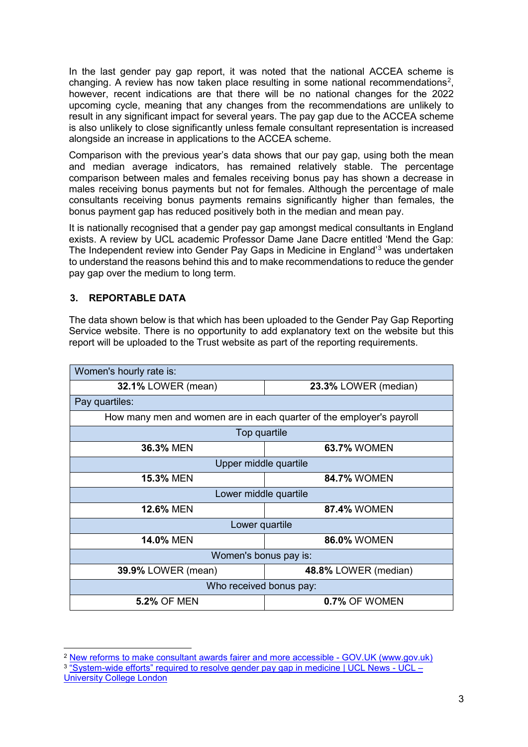In the last gender pay gap report, it was noted that the national ACCEA scheme is changing. A review has now taken place resulting in some national recommendations[2], however, recent indications are that there will be no national changes for the 2022 upcoming cycle, meaning that any changes from the recommendations are unlikely to result in any significant impact for several years. The pay gap due to the ACCEA scheme is also unlikely to close significantly unless female consultant representation is increased alongside an increase in applications to the ACCEA scheme.

Comparison with the previous year's data shows that our pay gap, using both the mean and median average indicators, has remained relatively stable. The percentage comparison between males and females receiving bonus pay has shown a decrease in males receiving bonus payments but not for females. Although the percentage of male consultants receiving bonus payments remains significantly higher than females, the bonus payment gap has reduced positively both in the median and mean pay.

It is nationally recognised that a gender pay gap amongst medical consultants in England exists. A review by UCL academic Professor Dame Jane Dacre entitled 'Mend the Gap: The Independent review into Gender Pay Gaps in Medicine in England'[3] was undertaken to understand the reasons behind this and to make recommendations to reduce the gender pay gap over the medium to long term.

## 3. REPORTABLE DATA

The data shown below is that which has been uploaded to the Gender Pay Gap Reporting Service website. There is no opportunity to add explanatory text on the website but this report will be uploaded to the Trust website as part of the reporting requirements.

| Women's hourly rate is: | |
|---|---|
| **32.1%** LOWER (mean) | **23.3%** LOWER (median) |
| Pay quartiles: | |
| How many men and women are in each quarter of the employer's payroll | |
| Top quartile | |
| **36.3%** MEN | **63.7%** WOMEN |
| Upper middle quartile | |
| **15.3%** MEN | **84.7%** WOMEN |
| Lower middle quartile | |
| **12.6%** MEN | **87.4%** WOMEN |
| Lower quartile | |
| **14.0%** MEN | **86.0%** WOMEN |
| Women's bonus pay is: | |
| **39.9%** LOWER (mean) | **48.8%** LOWER (median) |
| Who received bonus pay: | |
| **5.2%** OF MEN | **0.7%** OF WOMEN |

[2] New reforms to make consultant awards fairer and more accessible - GOV.UK (www.gov.uk)

[3] "System-wide efforts" required to resolve gender pay gap in medicine | UCL News - UCL – University College London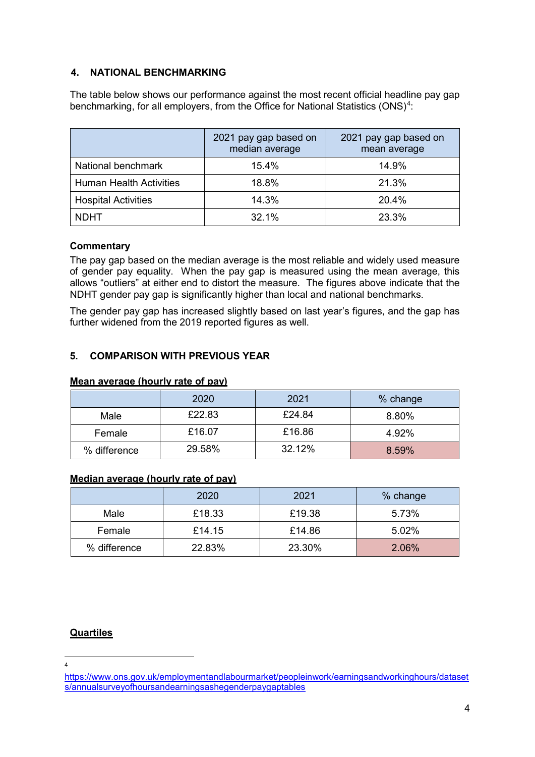## 4. NATIONAL BENCHMARKING

The table below shows our performance against the most recent official headline pay gap benchmarking, for all employers, from the Office for National Statistics (ONS)[4]:

| | 2021 pay gap based on median average | 2021 pay gap based on mean average |
|---|---|---|
| National benchmark | 15.4% | 14.9% |
| Human Health Activities | 18.8% | 21.3% |
| Hospital Activities | 14.3% | 20.4% |
| NDHT | 32.1% | 23.3% |

**Commentary**

The pay gap based on the median average is the most reliable and widely used measure of gender pay equality. When the pay gap is measured using the mean average, this allows "outliers" at either end to distort the measure. The figures above indicate that the NDHT gender pay gap is significantly higher than local and national benchmarks.

The gender pay gap has increased slightly based on last year's figures, and the gap has further widened from the 2019 reported figures as well.

## 5. COMPARISON WITH PREVIOUS YEAR

**Mean average (hourly rate of pay)**

| | 2020 | 2021 | % change |
|---|---|---|---|
| Male | £22.83 | £24.84 | 8.80% |
| Female | £16.07 | £16.86 | 4.92% |
| % difference | 29.58% | 32.12% | 8.59% |

**Median average (hourly rate of pay)**

| | 2020 | 2021 | % change |
|---|---|---|---|
| Male | £18.33 | £19.38 | 5.73% |
| Female | £14.15 | £14.86 | 5.02% |
| % difference | 22.83% | 23.30% | 2.06% |

**Quartiles**

[4] https://www.ons.gov.uk/employmentandlabourmarket/peopleinwork/earningsandworkinghours/datasets/annualsurveyofhoursandearningsashegenderpaygaptables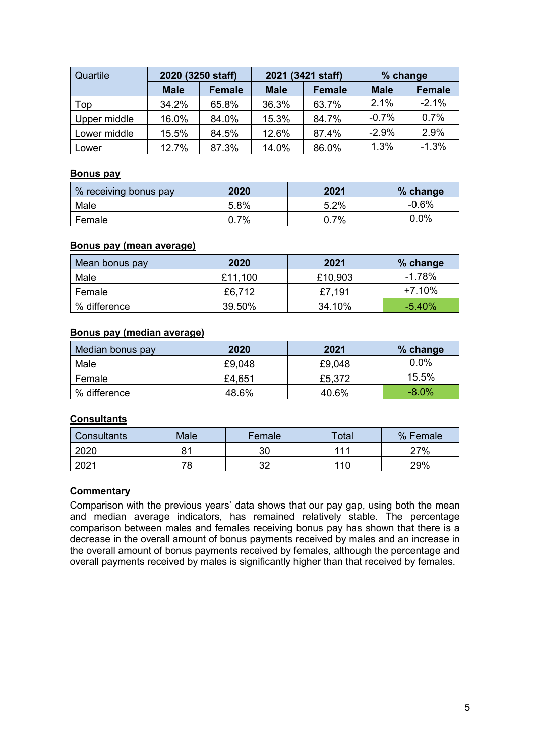| Quartile | 2020 (3250 staff) | | 2021 (3421 staff) | | % change | |
|---|---|---|---|---|---|---|
| | **Male** | **Female** | **Male** | **Female** | **Male** | **Female** |
| Top | 34.2% | 65.8% | 36.3% | 63.7% | 2.1% | -2.1% |
| Upper middle | 16.0% | 84.0% | 15.3% | 84.7% | -0.7% | 0.7% |
| Lower middle | 15.5% | 84.5% | 12.6% | 87.4% | -2.9% | 2.9% |
| Lower | 12.7% | 87.3% | 14.0% | 86.0% | 1.3% | -1.3% |

**Bonus pay**

| % receiving bonus pay | 2020 | 2021 | % change |
|---|---|---|---|
| Male | 5.8% | 5.2% | -0.6% |
| Female | 0.7% | 0.7% | 0.0% |

**Bonus pay (mean average)**

| Mean bonus pay | 2020 | 2021 | % change |
|---|---|---|---|
| Male | £11,100 | £10,903 | -1.78% |
| Female | £6,712 | £7,191 | +7.10% |
| % difference | 39.50% | 34.10% | -5.40% |

**Bonus pay (median average)**

| Median bonus pay | 2020 | 2021 | % change |
|---|---|---|---|
| Male | £9,048 | £9,048 | 0.0% |
| Female | £4,651 | £5,372 | 15.5% |
| % difference | 48.6% | 40.6% | -8.0% |

**Consultants**

| Consultants | Male | Female | Total | % Female |
|---|---|---|---|---|
| 2020 | 81 | 30 | 111 | 27% |
| 2021 | 78 | 32 | 110 | 29% |

**Commentary**

Comparison with the previous years' data shows that our pay gap, using both the mean and median average indicators, has remained relatively stable. The percentage comparison between males and females receiving bonus pay has shown that there is a decrease in the overall amount of bonus payments received by males and an increase in the overall amount of bonus payments received by females, although the percentage and overall payments received by males is significantly higher than that received by females.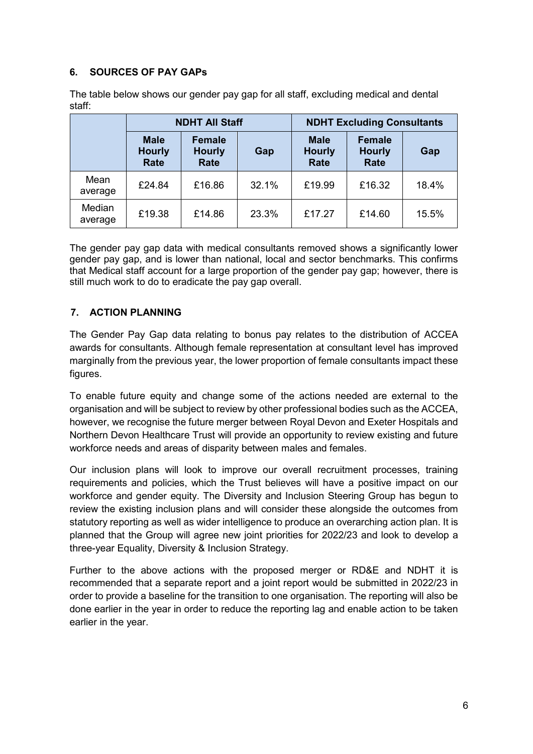## 6. SOURCES OF PAY GAPs

The table below shows our gender pay gap for all staff, excluding medical and dental staff:

| | NDHT All Staff | | | NDHT Excluding Consultants | | |
|---|---|---|---|---|---|---|
| | Male Hourly Rate | Female Hourly Rate | Gap | Male Hourly Rate | Female Hourly Rate | Gap |
| Mean average | £24.84 | £16.86 | 32.1% | £19.99 | £16.32 | 18.4% |
| Median average | £19.38 | £14.86 | 23.3% | £17.27 | £14.60 | 15.5% |

The gender pay gap data with medical consultants removed shows a significantly lower gender pay gap, and is lower than national, local and sector benchmarks. This confirms that Medical staff account for a large proportion of the gender pay gap; however, there is still much work to do to eradicate the pay gap overall.

## 7. ACTION PLANNING

The Gender Pay Gap data relating to bonus pay relates to the distribution of ACCEA awards for consultants. Although female representation at consultant level has improved marginally from the previous year, the lower proportion of female consultants impact these figures.

To enable future equity and change some of the actions needed are external to the organisation and will be subject to review by other professional bodies such as the ACCEA, however, we recognise the future merger between Royal Devon and Exeter Hospitals and Northern Devon Healthcare Trust will provide an opportunity to review existing and future workforce needs and areas of disparity between males and females.

Our inclusion plans will look to improve our overall recruitment processes, training requirements and policies, which the Trust believes will have a positive impact on our workforce and gender equity. The Diversity and Inclusion Steering Group has begun to review the existing inclusion plans and will consider these alongside the outcomes from statutory reporting as well as wider intelligence to produce an overarching action plan. It is planned that the Group will agree new joint priorities for 2022/23 and look to develop a three-year Equality, Diversity & Inclusion Strategy.

Further to the above actions with the proposed merger or RD&E and NDHT it is recommended that a separate report and a joint report would be submitted in 2022/23 in order to provide a baseline for the transition to one organisation. The reporting will also be done earlier in the year in order to reduce the reporting lag and enable action to be taken earlier in the year.